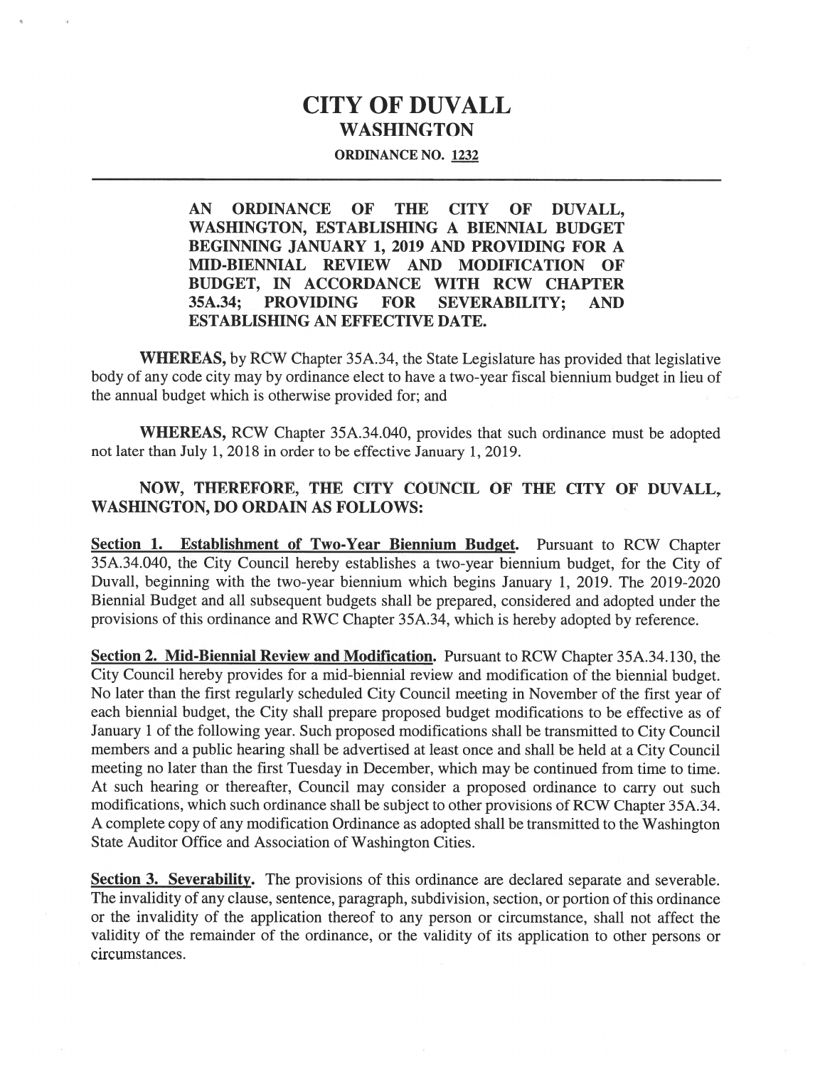# CITY OF DUVALL
## WASHINGTON

**ORDINANCE NO. 1232**

---

**AN ORDINANCE OF THE CITY OF DUVALL, WASHINGTON, ESTABLISHING A BIENNIAL BUDGET BEGINNING JANUARY 1, 2019 AND PROVIDING FOR A MID-BIENNIAL REVIEW AND MODIFICATION OF BUDGET, IN ACCORDANCE WITH RCW CHAPTER 35A.34; PROVIDING FOR SEVERABILITY; AND ESTABLISHING AN EFFECTIVE DATE.**

**WHEREAS,** by RCW Chapter 35A.34, the State Legislature has provided that legislative body of any code city may by ordinance elect to have a two-year fiscal biennium budget in lieu of the annual budget which is otherwise provided for; and

**WHEREAS,** RCW Chapter 35A.34.040, provides that such ordinance must be adopted not later than July 1, 2018 in order to be effective January 1, 2019.

**NOW, THEREFORE, THE CITY COUNCIL OF THE CITY OF DUVALL, WASHINGTON, DO ORDAIN AS FOLLOWS:**

**Section 1. Establishment of Two-Year Biennium Budget.** Pursuant to RCW Chapter 35A.34.040, the City Council hereby establishes a two-year biennium budget, for the City of Duvall, beginning with the two-year biennium which begins January 1, 2019. The 2019-2020 Biennial Budget and all subsequent budgets shall be prepared, considered and adopted under the provisions of this ordinance and RWC Chapter 35A.34, which is hereby adopted by reference.

**Section 2. Mid-Biennial Review and Modification.** Pursuant to RCW Chapter 35A.34.130, the City Council hereby provides for a mid-biennial review and modification of the biennial budget. No later than the first regularly scheduled City Council meeting in November of the first year of each biennial budget, the City shall prepare proposed budget modifications to be effective as of January 1 of the following year. Such proposed modifications shall be transmitted to City Council members and a public hearing shall be advertised at least once and shall be held at a City Council meeting no later than the first Tuesday in December, which may be continued from time to time. At such hearing or thereafter, Council may consider a proposed ordinance to carry out such modifications, which such ordinance shall be subject to other provisions of RCW Chapter 35A.34. A complete copy of any modification Ordinance as adopted shall be transmitted to the Washington State Auditor Office and Association of Washington Cities.

**Section 3. Severability.** The provisions of this ordinance are declared separate and severable. The invalidity of any clause, sentence, paragraph, subdivision, section, or portion of this ordinance or the invalidity of the application thereof to any person or circumstance, shall not affect the validity of the remainder of the ordinance, or the validity of its application to other persons or circumstances.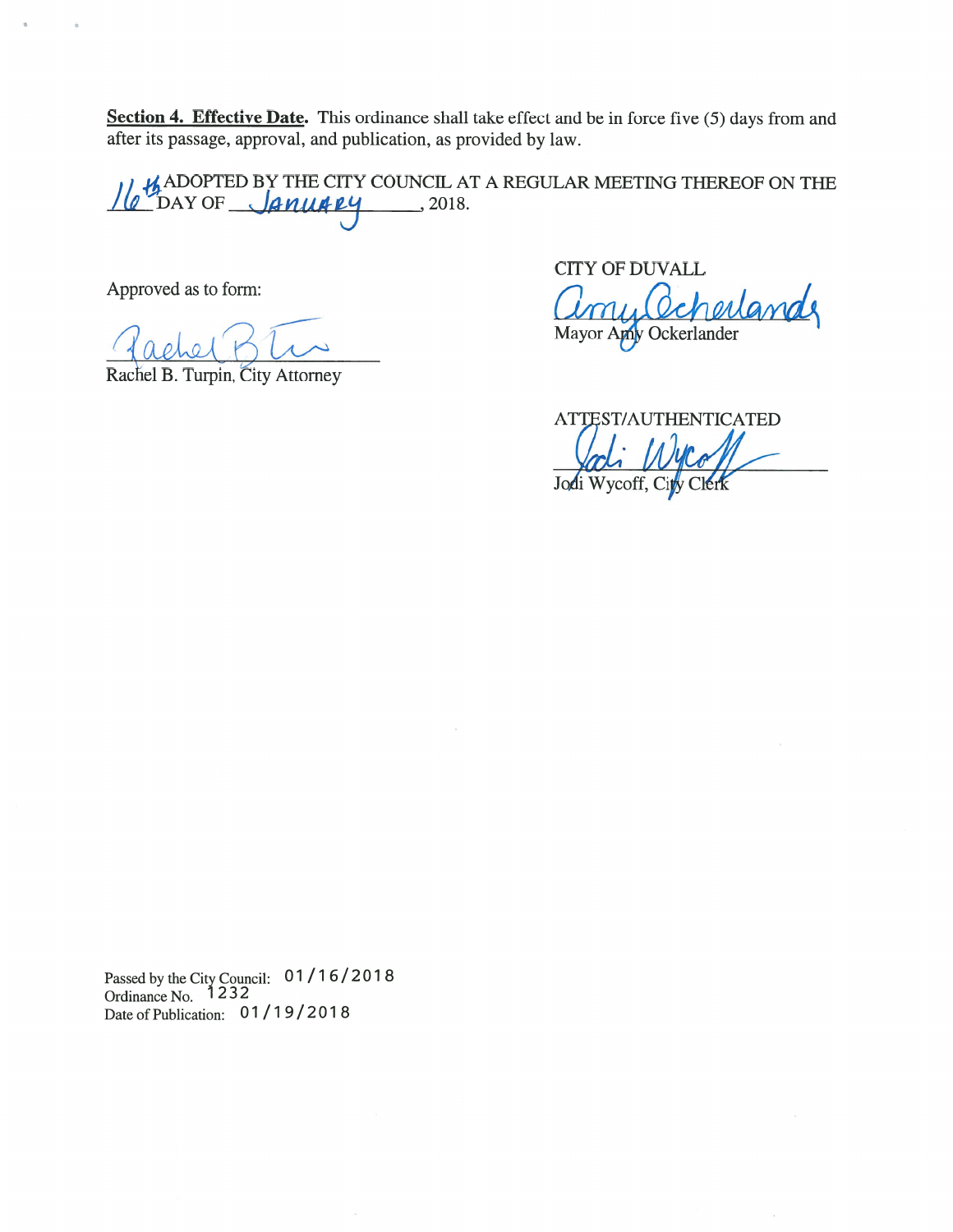**Section 4. Effective Date.** This ordinance shall take effect and be in force five (5) days from and after its passage, approval, and publication, as provided by law.

ADOPTED BY THE CITY COUNCIL AT A REGULAR MEETING THEREOF ON THE 16th DAY OF January, 2018.

CITY OF DUVALL

Mayor Amy Ockerlander

Approved as to form:

Rachel B. Turpin, City Attorney

ATTEST/AUTHENTICATED

Jodi Wycoff, City Clerk

Passed by the City Council: 01/16/2018
Ordinance No. 1232
Date of Publication: 01/19/2018